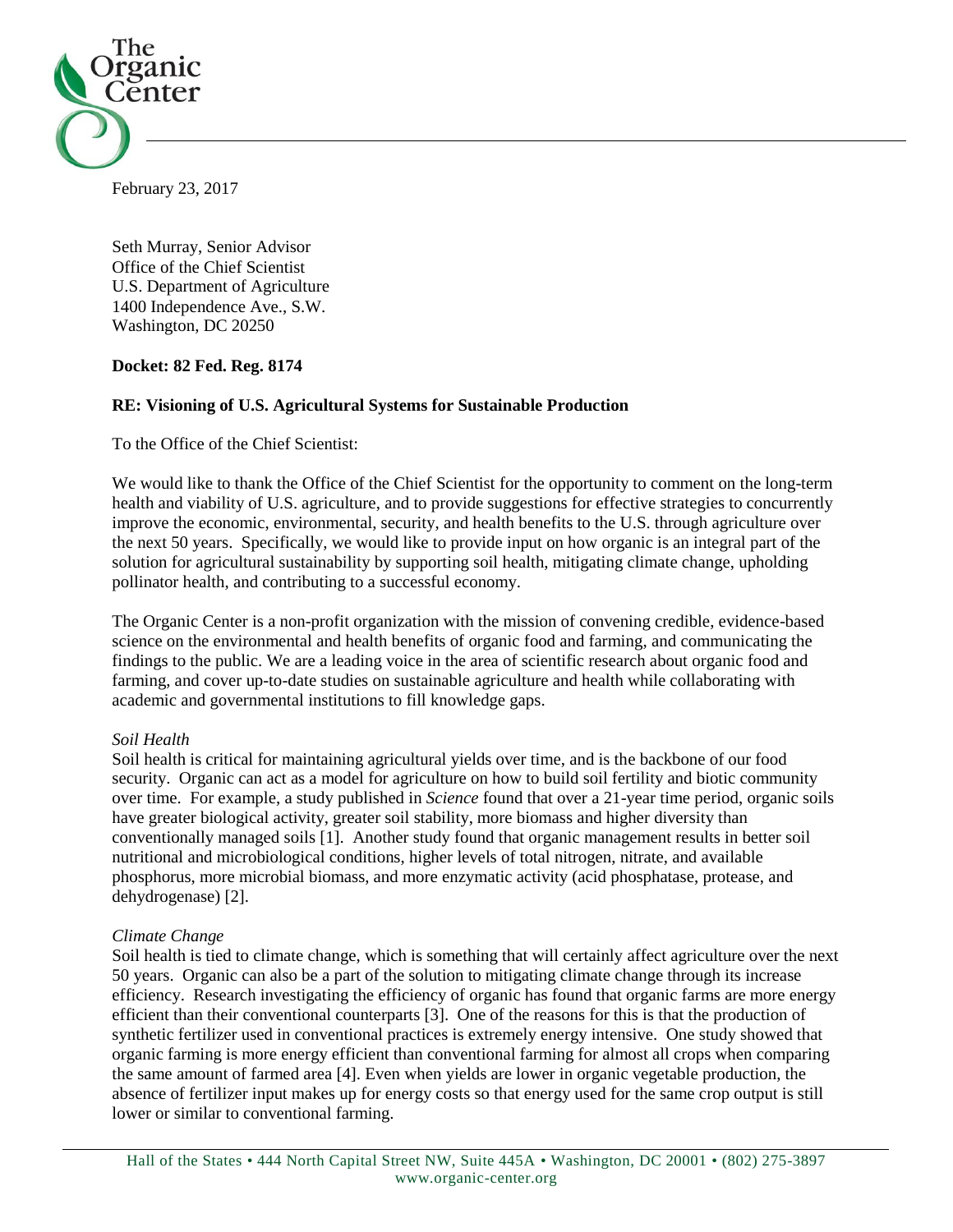The Organic Center

February 23, 2017

Seth Murray, Senior Advisor
Office of the Chief Scientist
U.S. Department of Agriculture
1400 Independence Ave., S.W.
Washington, DC 20250

**Docket: 82 Fed. Reg. 8174**

**RE: Visioning of U.S. Agricultural Systems for Sustainable Production**

To the Office of the Chief Scientist:

We would like to thank the Office of the Chief Scientist for the opportunity to comment on the long-term health and viability of U.S. agriculture, and to provide suggestions for effective strategies to concurrently improve the economic, environmental, security, and health benefits to the U.S. through agriculture over the next 50 years. Specifically, we would like to provide input on how organic is an integral part of the solution for agricultural sustainability by supporting soil health, mitigating climate change, upholding pollinator health, and contributing to a successful economy.

The Organic Center is a non-profit organization with the mission of convening credible, evidence-based science on the environmental and health benefits of organic food and farming, and communicating the findings to the public. We are a leading voice in the area of scientific research about organic food and farming, and cover up-to-date studies on sustainable agriculture and health while collaborating with academic and governmental institutions to fill knowledge gaps.

*Soil Health*

Soil health is critical for maintaining agricultural yields over time, and is the backbone of our food security. Organic can act as a model for agriculture on how to build soil fertility and biotic community over time. For example, a study published in *Science* found that over a 21-year time period, organic soils have greater biological activity, greater soil stability, more biomass and higher diversity than conventionally managed soils [1]. Another study found that organic management results in better soil nutritional and microbiological conditions, higher levels of total nitrogen, nitrate, and available phosphorus, more microbial biomass, and more enzymatic activity (acid phosphatase, protease, and dehydrogenase) [2].

*Climate Change*

Soil health is tied to climate change, which is something that will certainly affect agriculture over the next 50 years. Organic can also be a part of the solution to mitigating climate change through its increase efficiency. Research investigating the efficiency of organic has found that organic farms are more energy efficient than their conventional counterparts [3]. One of the reasons for this is that the production of synthetic fertilizer used in conventional practices is extremely energy intensive. One study showed that organic farming is more energy efficient than conventional farming for almost all crops when comparing the same amount of farmed area [4]. Even when yields are lower in organic vegetable production, the absence of fertilizer input makes up for energy costs so that energy used for the same crop output is still lower or similar to conventional farming.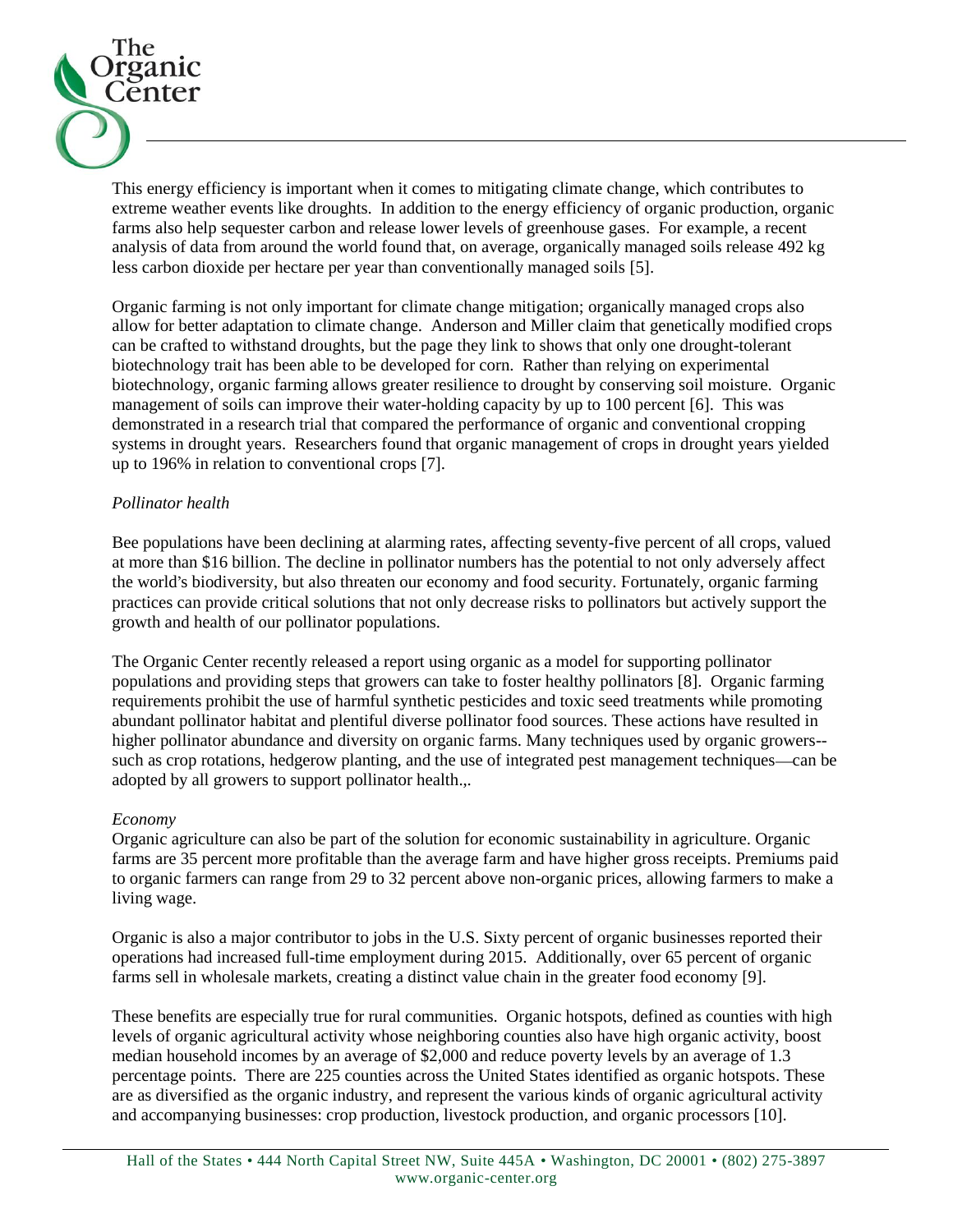This energy efficiency is important when it comes to mitigating climate change, which contributes to extreme weather events like droughts. In addition to the energy efficiency of organic production, organic farms also help sequester carbon and release lower levels of greenhouse gases. For example, a recent analysis of data from around the world found that, on average, organically managed soils release 492 kg less carbon dioxide per hectare per year than conventionally managed soils [5].

Organic farming is not only important for climate change mitigation; organically managed crops also allow for better adaptation to climate change. Anderson and Miller claim that genetically modified crops can be crafted to withstand droughts, but the page they link to shows that only one drought-tolerant biotechnology trait has been able to be developed for corn. Rather than relying on experimental biotechnology, organic farming allows greater resilience to drought by conserving soil moisture. Organic management of soils can improve their water-holding capacity by up to 100 percent [6]. This was demonstrated in a research trial that compared the performance of organic and conventional cropping systems in drought years. Researchers found that organic management of crops in drought years yielded up to 196% in relation to conventional crops [7].

*Pollinator health*

Bee populations have been declining at alarming rates, affecting seventy-five percent of all crops, valued at more than $16 billion. The decline in pollinator numbers has the potential to not only adversely affect the world's biodiversity, but also threaten our economy and food security. Fortunately, organic farming practices can provide critical solutions that not only decrease risks to pollinators but actively support the growth and health of our pollinator populations.

The Organic Center recently released a report using organic as a model for supporting pollinator populations and providing steps that growers can take to foster healthy pollinators [8]. Organic farming requirements prohibit the use of harmful synthetic pesticides and toxic seed treatments while promoting abundant pollinator habitat and plentiful diverse pollinator food sources. These actions have resulted in higher pollinator abundance and diversity on organic farms. Many techniques used by organic growers--such as crop rotations, hedgerow planting, and the use of integrated pest management techniques—can be adopted by all growers to support pollinator health.,.

*Economy*

Organic agriculture can also be part of the solution for economic sustainability in agriculture. Organic farms are 35 percent more profitable than the average farm and have higher gross receipts. Premiums paid to organic farmers can range from 29 to 32 percent above non-organic prices, allowing farmers to make a living wage.

Organic is also a major contributor to jobs in the U.S. Sixty percent of organic businesses reported their operations had increased full-time employment during 2015. Additionally, over 65 percent of organic farms sell in wholesale markets, creating a distinct value chain in the greater food economy [9].

These benefits are especially true for rural communities. Organic hotspots, defined as counties with high levels of organic agricultural activity whose neighboring counties also have high organic activity, boost median household incomes by an average of $2,000 and reduce poverty levels by an average of 1.3 percentage points. There are 225 counties across the United States identified as organic hotspots. These are as diversified as the organic industry, and represent the various kinds of organic agricultural activity and accompanying businesses: crop production, livestock production, and organic processors [10].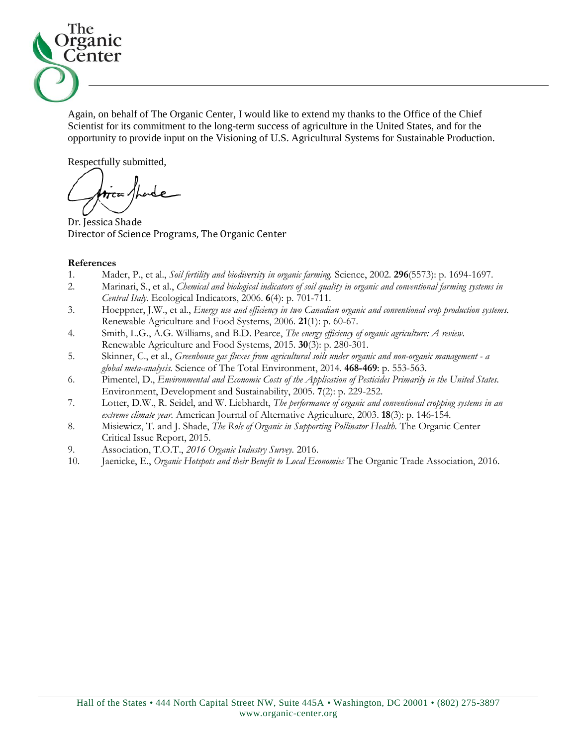Again, on behalf of The Organic Center, I would like to extend my thanks to the Office of the Chief Scientist for its commitment to the long-term success of agriculture in the United States, and for the opportunity to provide input on the Visioning of U.S. Agricultural Systems for Sustainable Production.

Respectfully submitted,

Dr. Jessica Shade
Director of Science Programs, The Organic Center

**References**

1. Mader, P., et al., *Soil fertility and biodiversity in organic farming.* Science, 2002. **296**(5573): p. 1694-1697.
2. Marinari, S., et al., *Chemical and biological indicators of soil quality in organic and conventional farming systems in Central Italy.* Ecological Indicators, 2006. **6**(4): p. 701-711.
3. Hoeppner, J.W., et al., *Energy use and efficiency in two Canadian organic and conventional crop production systems.* Renewable Agriculture and Food Systems, 2006. **21**(1): p. 60-67.
4. Smith, L.G., A.G. Williams, and B.D. Pearce, *The energy efficiency of organic agriculture: A review.* Renewable Agriculture and Food Systems, 2015. **30**(3): p. 280-301.
5. Skinner, C., et al., *Greenhouse gas fluxes from agricultural soils under organic and non-organic management - a global meta-analysis.* Science of The Total Environment, 2014. **468-469**: p. 553-563.
6. Pimentel, D., *Environmental and Economic Costs of the Application of Pesticides Primarily in the United States.* Environment, Development and Sustainability, 2005. **7**(2): p. 229-252.
7. Lotter, D.W., R. Seidel, and W. Liebhardt, *The performance of organic and conventional cropping systems in an extreme climate year.* American Journal of Alternative Agriculture, 2003. **18**(3): p. 146-154.
8. Misiewicz, T. and J. Shade, *The Role of Organic in Supporting Pollinator Health.* The Organic Center Critical Issue Report, 2015.
9. Association, T.O.T., *2016 Organic Industry Survey.* 2016.
10. Jaenicke, E., *Organic Hotspots and their Benefit to Local Economies* The Organic Trade Association, 2016.